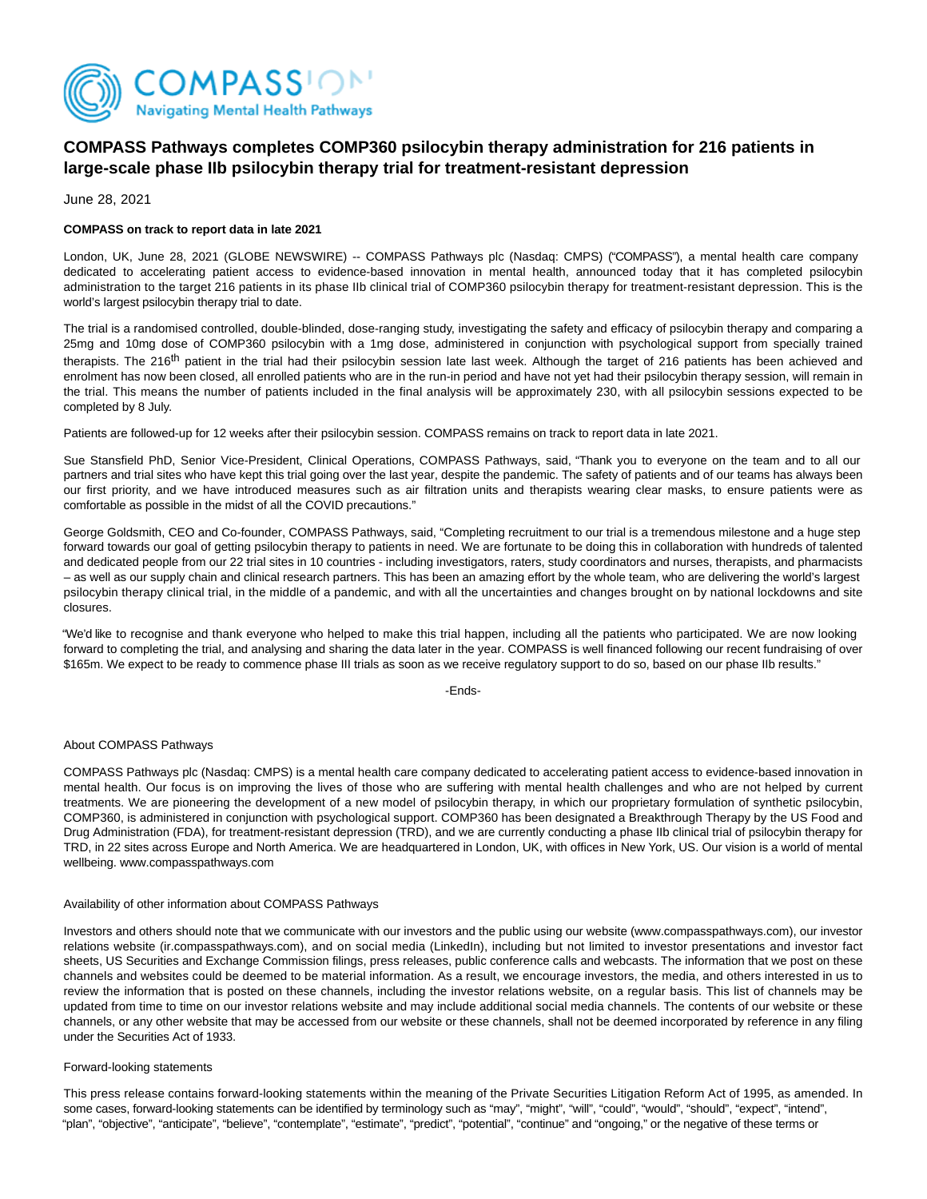# COMPASS Pathways completes COMP360 psilocybin therapy administration for 216 patients in large-scale phase IIb psilocybin therapy trial for treatment-resistant depression

June 28, 2021

**COMPASS on track to report data in late 2021**

London, UK, June 28, 2021 (GLOBE NEWSWIRE) -- COMPASS Pathways plc (Nasdaq: CMPS) ("COMPASS"), a mental health care company dedicated to accelerating patient access to evidence-based innovation in mental health, announced today that it has completed psilocybin administration to the target 216 patients in its phase IIb clinical trial of COMP360 psilocybin therapy for treatment-resistant depression. This is the world's largest psilocybin therapy trial to date.

The trial is a randomised controlled, double-blinded, dose-ranging study, investigating the safety and efficacy of psilocybin therapy and comparing a 25mg and 10mg dose of COMP360 psilocybin with a 1mg dose, administered in conjunction with psychological support from specially trained therapists. The 216th patient in the trial had their psilocybin session late last week. Although the target of 216 patients has been achieved and enrolment has now been closed, all enrolled patients who are in the run-in period and have not yet had their psilocybin therapy session, will remain in the trial. This means the number of patients included in the final analysis will be approximately 230, with all psilocybin sessions expected to be completed by 8 July.

Patients are followed-up for 12 weeks after their psilocybin session. COMPASS remains on track to report data in late 2021.

Sue Stansfield PhD, Senior Vice-President, Clinical Operations, COMPASS Pathways, said, "Thank you to everyone on the team and to all our partners and trial sites who have kept this trial going over the last year, despite the pandemic. The safety of patients and of our teams has always been our first priority, and we have introduced measures such as air filtration units and therapists wearing clear masks, to ensure patients were as comfortable as possible in the midst of all the COVID precautions."

George Goldsmith, CEO and Co-founder, COMPASS Pathways, said, "Completing recruitment to our trial is a tremendous milestone and a huge step forward towards our goal of getting psilocybin therapy to patients in need. We are fortunate to be doing this in collaboration with hundreds of talented and dedicated people from our 22 trial sites in 10 countries - including investigators, raters, study coordinators and nurses, therapists, and pharmacists – as well as our supply chain and clinical research partners. This has been an amazing effort by the whole team, who are delivering the world's largest psilocybin therapy clinical trial, in the middle of a pandemic, and with all the uncertainties and changes brought on by national lockdowns and site closures.

"We'd like to recognise and thank everyone who helped to make this trial happen, including all the patients who participated. We are now looking forward to completing the trial, and analysing and sharing the data later in the year. COMPASS is well financed following our recent fundraising of over $165m. We expect to be ready to commence phase III trials as soon as we receive regulatory support to do so, based on our phase IIb results."

-Ends-

About COMPASS Pathways

COMPASS Pathways plc (Nasdaq: CMPS) is a mental health care company dedicated to accelerating patient access to evidence-based innovation in mental health. Our focus is on improving the lives of those who are suffering with mental health challenges and who are not helped by current treatments. We are pioneering the development of a new model of psilocybin therapy, in which our proprietary formulation of synthetic psilocybin, COMP360, is administered in conjunction with psychological support. COMP360 has been designated a Breakthrough Therapy by the US Food and Drug Administration (FDA), for treatment-resistant depression (TRD), and we are currently conducting a phase IIb clinical trial of psilocybin therapy for TRD, in 22 sites across Europe and North America. We are headquartered in London, UK, with offices in New York, US. Our vision is a world of mental wellbeing. www.compasspathways.com

Availability of other information about COMPASS Pathways

Investors and others should note that we communicate with our investors and the public using our website (www.compasspathways.com), our investor relations website (ir.compasspathways.com), and on social media (LinkedIn), including but not limited to investor presentations and investor fact sheets, US Securities and Exchange Commission filings, press releases, public conference calls and webcasts. The information that we post on these channels and websites could be deemed to be material information. As a result, we encourage investors, the media, and others interested in us to review the information that is posted on these channels, including the investor relations website, on a regular basis. This list of channels may be updated from time to time on our investor relations website and may include additional social media channels. The contents of our website or these channels, or any other website that may be accessed from our website or these channels, shall not be deemed incorporated by reference in any filing under the Securities Act of 1933.

Forward-looking statements

This press release contains forward-looking statements within the meaning of the Private Securities Litigation Reform Act of 1995, as amended. In some cases, forward-looking statements can be identified by terminology such as "may", "might", "will", "could", "would", "should", "expect", "intend", "plan", "objective", "anticipate", "believe", "contemplate", "estimate", "predict", "potential", "continue" and "ongoing," or the negative of these terms or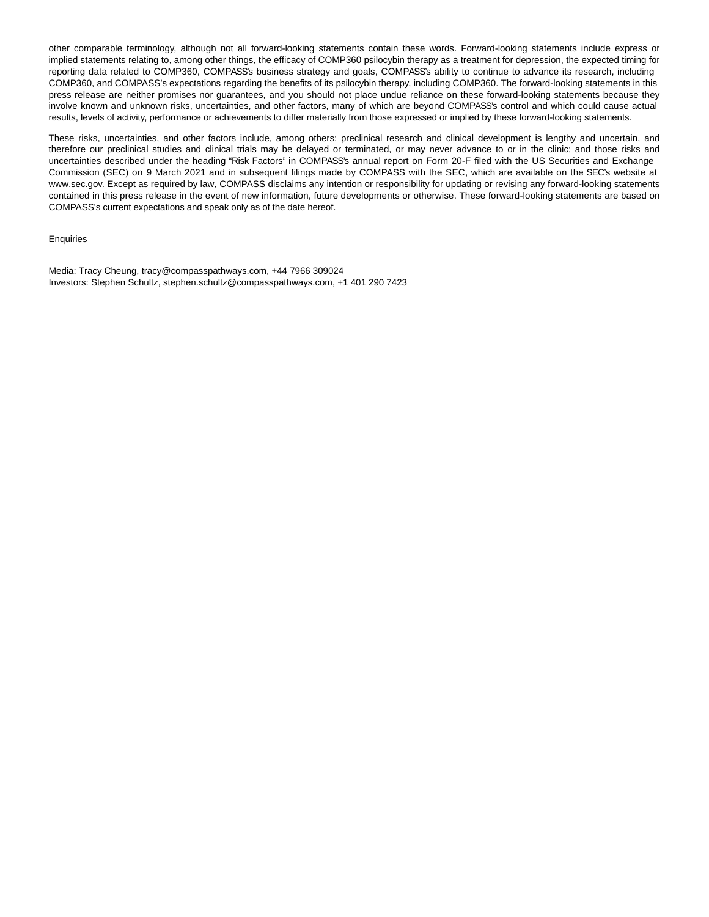other comparable terminology, although not all forward-looking statements contain these words. Forward-looking statements include express or implied statements relating to, among other things, the efficacy of COMP360 psilocybin therapy as a treatment for depression, the expected timing for reporting data related to COMP360, COMPASS's business strategy and goals, COMPASS's ability to continue to advance its research, including COMP360, and COMPASS's expectations regarding the benefits of its psilocybin therapy, including COMP360. The forward-looking statements in this press release are neither promises nor guarantees, and you should not place undue reliance on these forward-looking statements because they involve known and unknown risks, uncertainties, and other factors, many of which are beyond COMPASS's control and which could cause actual results, levels of activity, performance or achievements to differ materially from those expressed or implied by these forward-looking statements.

These risks, uncertainties, and other factors include, among others: preclinical research and clinical development is lengthy and uncertain, and therefore our preclinical studies and clinical trials may be delayed or terminated, or may never advance to or in the clinic; and those risks and uncertainties described under the heading "Risk Factors" in COMPASS's annual report on Form 20-F filed with the US Securities and Exchange Commission (SEC) on 9 March 2021 and in subsequent filings made by COMPASS with the SEC, which are available on the SEC's website at www.sec.gov. Except as required by law, COMPASS disclaims any intention or responsibility for updating or revising any forward-looking statements contained in this press release in the event of new information, future developments or otherwise. These forward-looking statements are based on COMPASS's current expectations and speak only as of the date hereof.

Enquiries

Media: Tracy Cheung, tracy@compasspathways.com, +44 7966 309024
Investors: Stephen Schultz, stephen.schultz@compasspathways.com, +1 401 290 7423